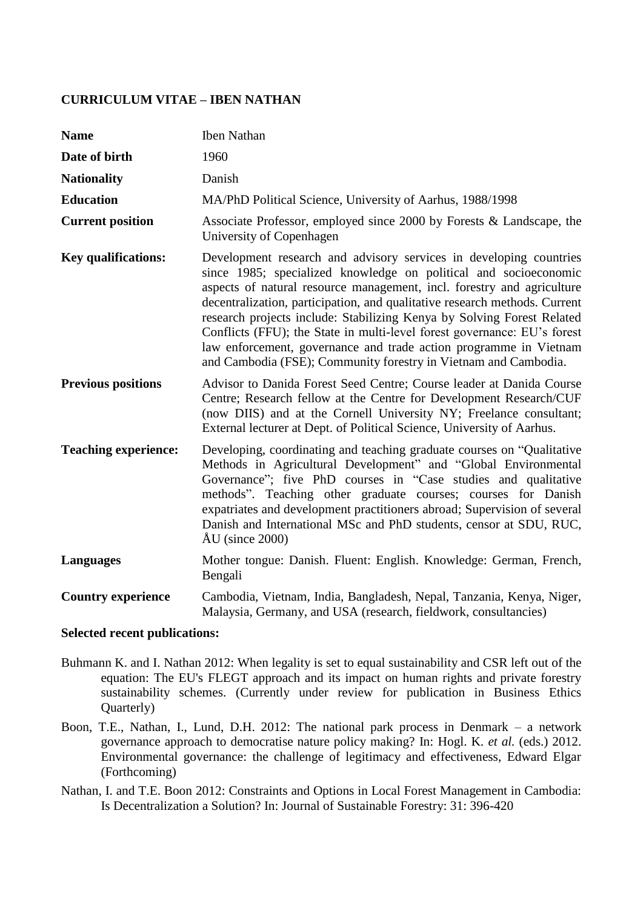**CURRICULUM VITAE – IBEN NATHAN**

| | |
|---|---|
| **Name** | Iben Nathan |
| **Date of birth** | 1960 |
| **Nationality** | Danish |
| **Education** | MA/PhD Political Science, University of Aarhus, 1988/1998 |
| **Current position** | Associate Professor, employed since 2000 by Forests & Landscape, the University of Copenhagen |
| **Key qualifications:** | Development research and advisory services in developing countries since 1985; specialized knowledge on political and socioeconomic aspects of natural resource management, incl. forestry and agriculture decentralization, participation, and qualitative research methods. Current research projects include: Stabilizing Kenya by Solving Forest Related Conflicts (FFU); the State in multi-level forest governance: EU's forest law enforcement, governance and trade action programme in Vietnam and Cambodia (FSE); Community forestry in Vietnam and Cambodia. |
| **Previous positions** | Advisor to Danida Forest Seed Centre; Course leader at Danida Course Centre; Research fellow at the Centre for Development Research/CUF (now DIIS) and at the Cornell University NY; Freelance consultant; External lecturer at Dept. of Political Science, University of Aarhus. |
| **Teaching experience:** | Developing, coordinating and teaching graduate courses on "Qualitative Methods in Agricultural Development" and "Global Environmental Governance"; five PhD courses in "Case studies and qualitative methods". Teaching other graduate courses; courses for Danish expatriates and development practitioners abroad; Supervision of several Danish and International MSc and PhD students, censor at SDU, RUC, ÅU (since 2000) |
| **Languages** | Mother tongue: Danish. Fluent: English. Knowledge: German, French, Bengali |
| **Country experience** | Cambodia, Vietnam, India, Bangladesh, Nepal, Tanzania, Kenya, Niger, Malaysia, Germany, and USA (research, fieldwork, consultancies) |

**Selected recent publications:**

Buhmann K. and I. Nathan 2012: When legality is set to equal sustainability and CSR left out of the equation: The EU's FLEGT approach and its impact on human rights and private forestry sustainability schemes. (Currently under review for publication in Business Ethics Quarterly)

Boon, T.E., Nathan, I., Lund, D.H. 2012: The national park process in Denmark – a network governance approach to democratise nature policy making? In: Hogl. K. *et al.* (eds.) 2012. Environmental governance: the challenge of legitimacy and effectiveness, Edward Elgar (Forthcoming)

Nathan, I. and T.E. Boon 2012: Constraints and Options in Local Forest Management in Cambodia: Is Decentralization a Solution? In: Journal of Sustainable Forestry: 31: 396-420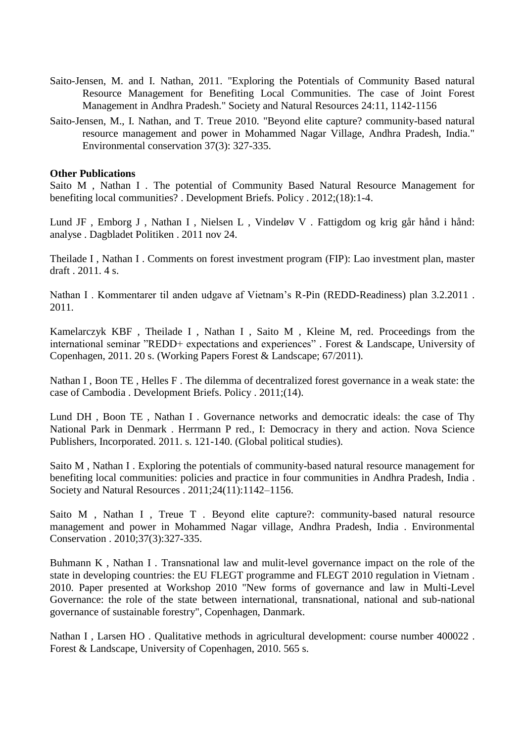Saito-Jensen, M. and I. Nathan, 2011. "Exploring the Potentials of Community Based natural Resource Management for Benefiting Local Communities. The case of Joint Forest Management in Andhra Pradesh." Society and Natural Resources 24:11, 1142-1156

Saito-Jensen, M., I. Nathan, and T. Treue 2010. "Beyond elite capture? community-based natural resource management and power in Mohammed Nagar Village, Andhra Pradesh, India." Environmental conservation 37(3): 327-335.

**Other Publications**

Saito M , Nathan I . The potential of Community Based Natural Resource Management for benefiting local communities? . Development Briefs. Policy . 2012;(18):1-4.

Lund JF , Emborg J , Nathan I , Nielsen L , Vindeløv V . Fattigdom og krig går hånd i hånd: analyse . Dagbladet Politiken . 2011 nov 24.

Theilade I , Nathan I . Comments on forest investment program (FIP): Lao investment plan, master draft . 2011. 4 s.

Nathan I . Kommentarer til anden udgave af Vietnam's R-Pin (REDD-Readiness) plan 3.2.2011 . 2011.

Kamelarczyk KBF , Theilade I , Nathan I , Saito M , Kleine M, red. Proceedings from the international seminar "REDD+ expectations and experiences" . Forest & Landscape, University of Copenhagen, 2011. 20 s. (Working Papers Forest & Landscape; 67/2011).

Nathan I , Boon TE , Helles F . The dilemma of decentralized forest governance in a weak state: the case of Cambodia . Development Briefs. Policy . 2011;(14).

Lund DH , Boon TE , Nathan I . Governance networks and democratic ideals: the case of Thy National Park in Denmark . Herrmann P red., I: Democracy in thery and action. Nova Science Publishers, Incorporated. 2011. s. 121-140. (Global political studies).

Saito M , Nathan I . Exploring the potentials of community-based natural resource management for benefiting local communities: policies and practice in four communities in Andhra Pradesh, India . Society and Natural Resources . 2011;24(11):1142–1156.

Saito M , Nathan I , Treue T . Beyond elite capture?: community-based natural resource management and power in Mohammed Nagar village, Andhra Pradesh, India . Environmental Conservation . 2010;37(3):327-335.

Buhmann K , Nathan I . Transnational law and mulit-level governance impact on the role of the state in developing countries: the EU FLEGT programme and FLEGT 2010 regulation in Vietnam . 2010. Paper presented at Workshop 2010 "New forms of governance and law in Multi-Level Governance: the role of the state between international, transnational, national and sub-national governance of sustainable forestry", Copenhagen, Danmark.

Nathan I , Larsen HO . Qualitative methods in agricultural development: course number 400022 . Forest & Landscape, University of Copenhagen, 2010. 565 s.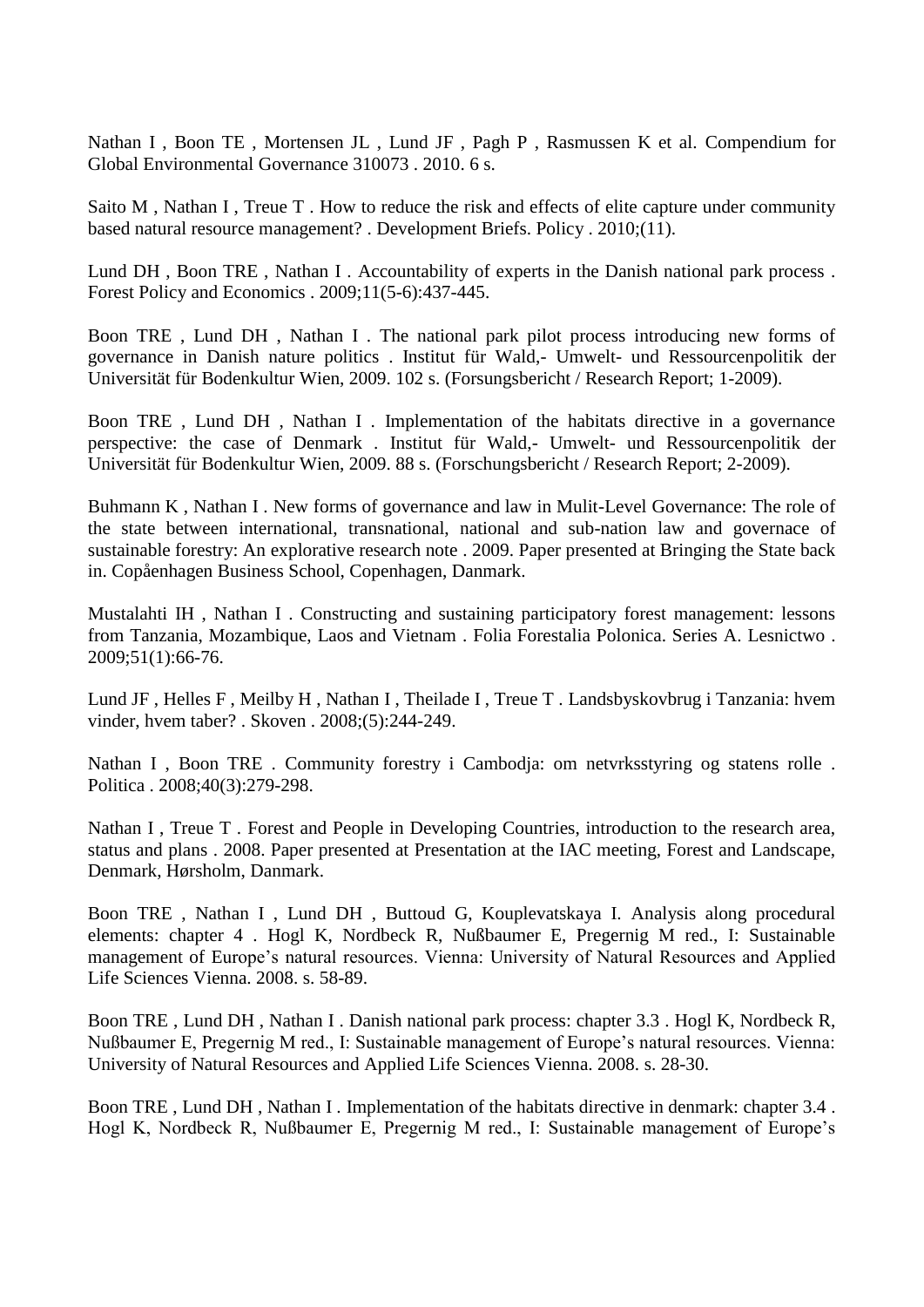Nathan I , Boon TE , Mortensen JL , Lund JF , Pagh P , Rasmussen K et al. Compendium for Global Environmental Governance 310073 . 2010. 6 s.

Saito M , Nathan I , Treue T . How to reduce the risk and effects of elite capture under community based natural resource management? . Development Briefs. Policy . 2010;(11).

Lund DH , Boon TRE , Nathan I . Accountability of experts in the Danish national park process . Forest Policy and Economics . 2009;11(5-6):437-445.

Boon TRE , Lund DH , Nathan I . The national park pilot process introducing new forms of governance in Danish nature politics . Institut für Wald,- Umwelt- und Ressourcenpolitik der Universität für Bodenkultur Wien, 2009. 102 s. (Forsungsbericht / Research Report; 1-2009).

Boon TRE , Lund DH , Nathan I . Implementation of the habitats directive in a governance perspective: the case of Denmark . Institut für Wald,- Umwelt- und Ressourcenpolitik der Universität für Bodenkultur Wien, 2009. 88 s. (Forschungsbericht / Research Report; 2-2009).

Buhmann K , Nathan I . New forms of governance and law in Mulit-Level Governance: The role of the state between international, transnational, national and sub-nation law and governace of sustainable forestry: An explorative research note . 2009. Paper presented at Bringing the State back in. Copåenhagen Business School, Copenhagen, Danmark.

Mustalahti IH , Nathan I . Constructing and sustaining participatory forest management: lessons from Tanzania, Mozambique, Laos and Vietnam . Folia Forestalia Polonica. Series A. Lesnictwo . 2009;51(1):66-76.

Lund JF , Helles F , Meilby H , Nathan I , Theilade I , Treue T . Landsbyskovbrug i Tanzania: hvem vinder, hvem taber? . Skoven . 2008;(5):244-249.

Nathan I , Boon TRE . Community forestry i Cambodja: om netvrksstyring og statens rolle . Politica . 2008;40(3):279-298.

Nathan I , Treue T . Forest and People in Developing Countries, introduction to the research area, status and plans . 2008. Paper presented at Presentation at the IAC meeting, Forest and Landscape, Denmark, Hørsholm, Danmark.

Boon TRE , Nathan I , Lund DH , Buttoud G, Kouplevatskaya I. Analysis along procedural elements: chapter 4 . Hogl K, Nordbeck R, Nußbaumer E, Pregernig M red., I: Sustainable management of Europe's natural resources. Vienna: University of Natural Resources and Applied Life Sciences Vienna. 2008. s. 58-89.

Boon TRE , Lund DH , Nathan I . Danish national park process: chapter 3.3 . Hogl K, Nordbeck R, Nußbaumer E, Pregernig M red., I: Sustainable management of Europe's natural resources. Vienna: University of Natural Resources and Applied Life Sciences Vienna. 2008. s. 28-30.

Boon TRE , Lund DH , Nathan I . Implementation of the habitats directive in denmark: chapter 3.4 . Hogl K, Nordbeck R, Nußbaumer E, Pregernig M red., I: Sustainable management of Europe's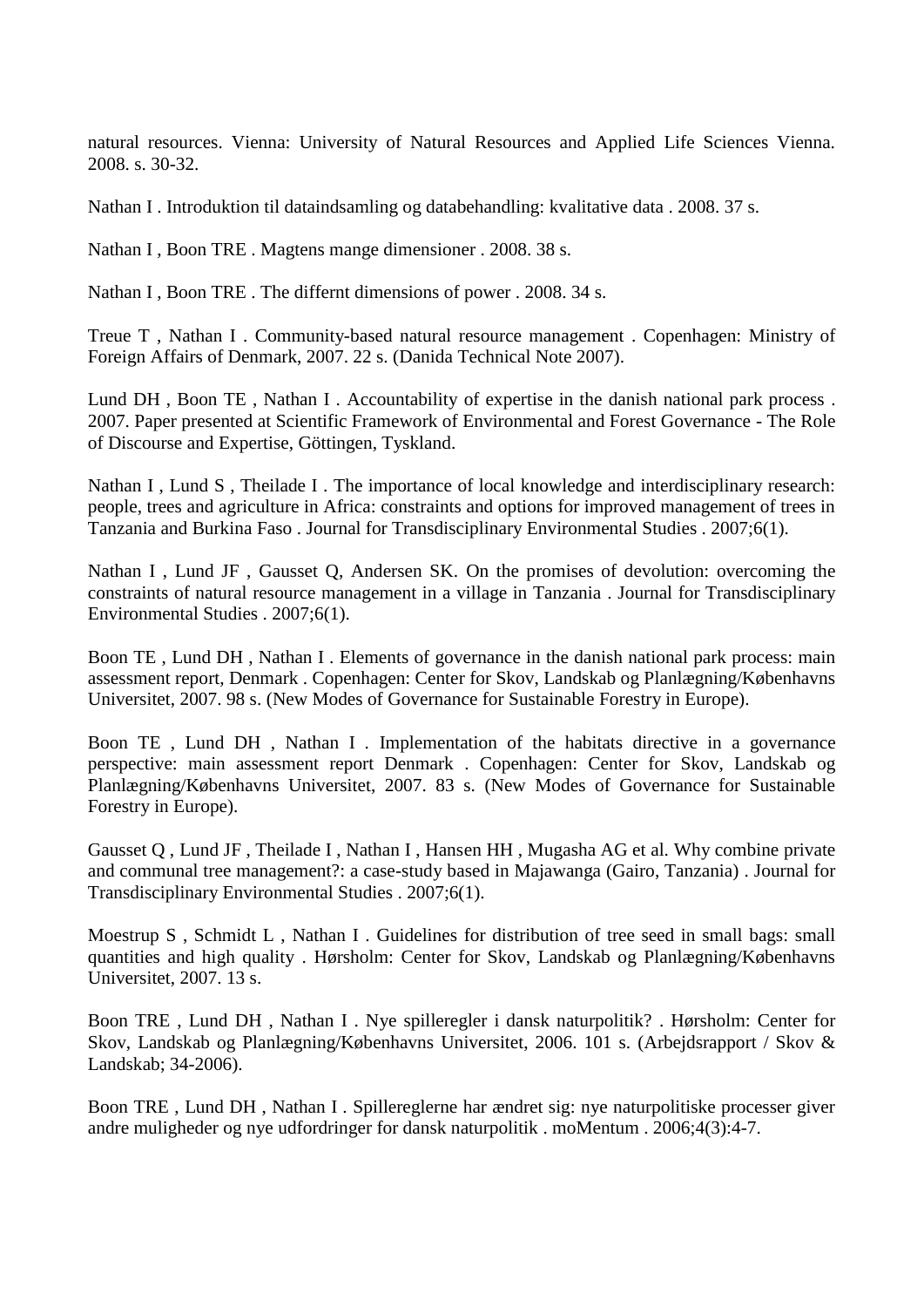natural resources. Vienna: University of Natural Resources and Applied Life Sciences Vienna. 2008. s. 30-32.

Nathan I . Introduktion til dataindsamling og databehandling: kvalitative data . 2008. 37 s.

Nathan I , Boon TRE . Magtens mange dimensioner . 2008. 38 s.

Nathan I , Boon TRE . The differnt dimensions of power . 2008. 34 s.

Treue T , Nathan I . Community-based natural resource management . Copenhagen: Ministry of Foreign Affairs of Denmark, 2007. 22 s. (Danida Technical Note 2007).

Lund DH , Boon TE , Nathan I . Accountability of expertise in the danish national park process . 2007. Paper presented at Scientific Framework of Environmental and Forest Governance - The Role of Discourse and Expertise, Göttingen, Tyskland.

Nathan I , Lund S , Theilade I . The importance of local knowledge and interdisciplinary research: people, trees and agriculture in Africa: constraints and options for improved management of trees in Tanzania and Burkina Faso . Journal for Transdisciplinary Environmental Studies . 2007;6(1).

Nathan I , Lund JF , Gausset Q, Andersen SK. On the promises of devolution: overcoming the constraints of natural resource management in a village in Tanzania . Journal for Transdisciplinary Environmental Studies . 2007;6(1).

Boon TE , Lund DH , Nathan I . Elements of governance in the danish national park process: main assessment report, Denmark . Copenhagen: Center for Skov, Landskab og Planlægning/Københavns Universitet, 2007. 98 s. (New Modes of Governance for Sustainable Forestry in Europe).

Boon TE , Lund DH , Nathan I . Implementation of the habitats directive in a governance perspective: main assessment report Denmark . Copenhagen: Center for Skov, Landskab og Planlægning/Københavns Universitet, 2007. 83 s. (New Modes of Governance for Sustainable Forestry in Europe).

Gausset Q , Lund JF , Theilade I , Nathan I , Hansen HH , Mugasha AG et al. Why combine private and communal tree management?: a case-study based in Majawanga (Gairo, Tanzania) . Journal for Transdisciplinary Environmental Studies . 2007;6(1).

Moestrup S , Schmidt L , Nathan I . Guidelines for distribution of tree seed in small bags: small quantities and high quality . Hørsholm: Center for Skov, Landskab og Planlægning/Københavns Universitet, 2007. 13 s.

Boon TRE , Lund DH , Nathan I . Nye spilleregler i dansk naturpolitik? . Hørsholm: Center for Skov, Landskab og Planlægning/Københavns Universitet, 2006. 101 s. (Arbejdsrapport / Skov & Landskab; 34-2006).

Boon TRE , Lund DH , Nathan I . Spillereglerne har ændret sig: nye naturpolitiske processer giver andre muligheder og nye udfordringer for dansk naturpolitik . moMentum . 2006;4(3):4-7.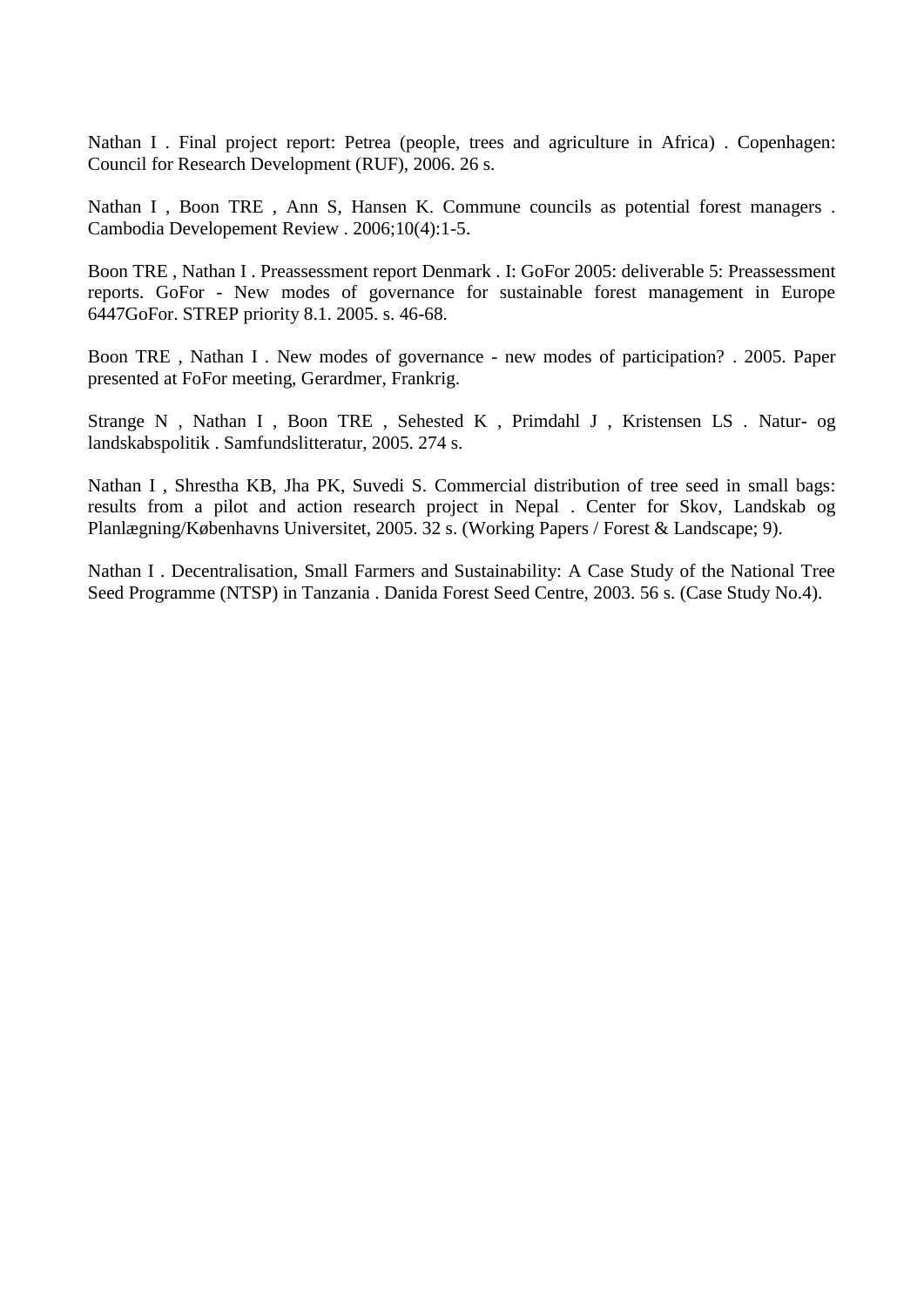Nathan I . Final project report: Petrea (people, trees and agriculture in Africa) . Copenhagen: Council for Research Development (RUF), 2006. 26 s.

Nathan I , Boon TRE , Ann S, Hansen K. Commune councils as potential forest managers . Cambodia Developement Review . 2006;10(4):1-5.

Boon TRE , Nathan I . Preassessment report Denmark . I: GoFor 2005: deliverable 5: Preassessment reports. GoFor - New modes of governance for sustainable forest management in Europe 6447GoFor. STREP priority 8.1. 2005. s. 46-68.

Boon TRE , Nathan I . New modes of governance - new modes of participation? . 2005. Paper presented at FoFor meeting, Gerardmer, Frankrig.

Strange N , Nathan I , Boon TRE , Sehested K , Primdahl J , Kristensen LS . Natur- og landskabspolitik . Samfundslitteratur, 2005. 274 s.

Nathan I , Shrestha KB, Jha PK, Suvedi S. Commercial distribution of tree seed in small bags: results from a pilot and action research project in Nepal . Center for Skov, Landskab og Planlægning/Københavns Universitet, 2005. 32 s. (Working Papers / Forest & Landscape; 9).

Nathan I . Decentralisation, Small Farmers and Sustainability: A Case Study of the National Tree Seed Programme (NTSP) in Tanzania . Danida Forest Seed Centre, 2003. 56 s. (Case Study No.4).